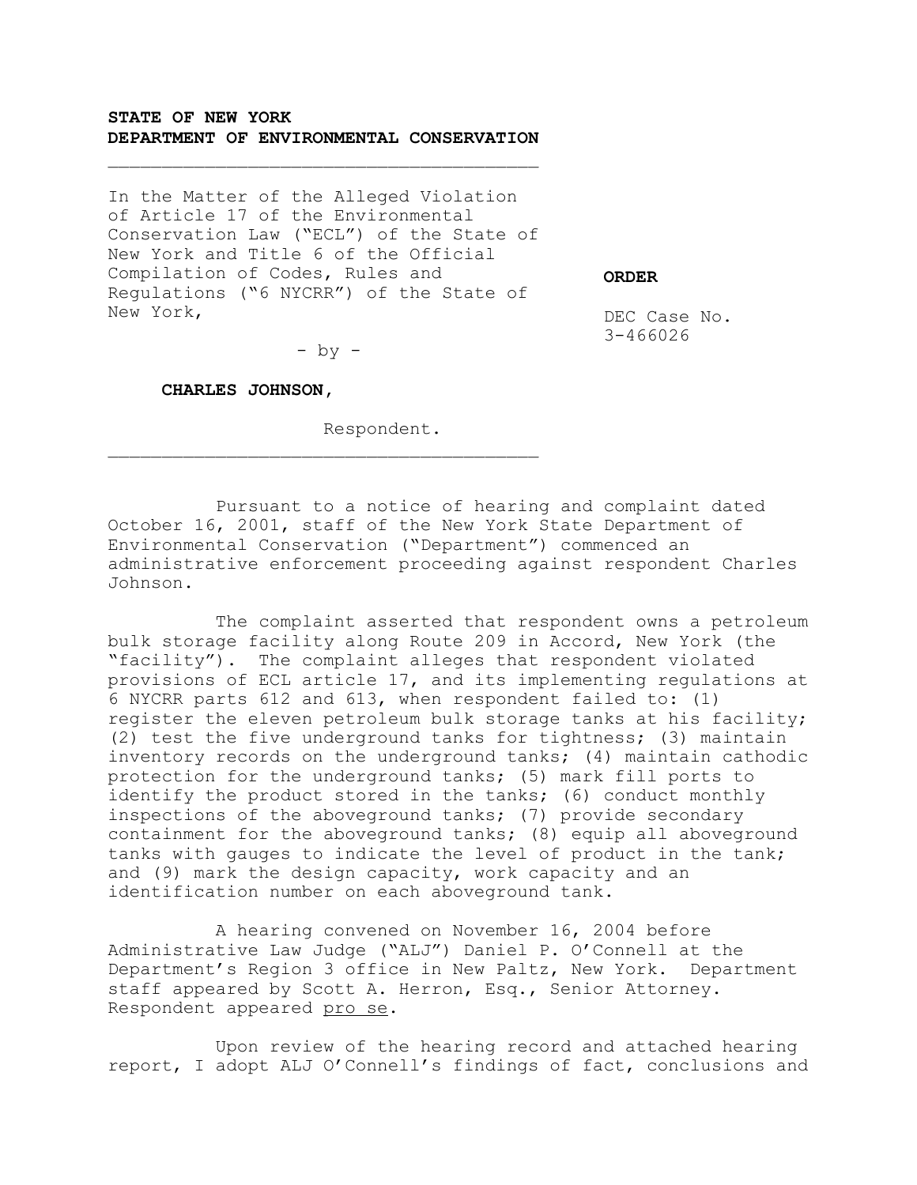**STATE OF NEW YORK**
**DEPARTMENT OF ENVIRONMENTAL CONSERVATION**

---

In the Matter of the Alleged Violation of Article 17 of the Environmental Conservation Law ("ECL") of the State of New York and Title 6 of the Official Compilation of Codes, Rules and Regulations ("6 NYCRR") of the State of New York,

- by -

**CHARLES JOHNSON,**

Respondent.

---

**ORDER**

DEC Case No. 3-466026

Pursuant to a notice of hearing and complaint dated October 16, 2001, staff of the New York State Department of Environmental Conservation ("Department") commenced an administrative enforcement proceeding against respondent Charles Johnson.

The complaint asserted that respondent owns a petroleum bulk storage facility along Route 209 in Accord, New York (the "facility"). The complaint alleges that respondent violated provisions of ECL article 17, and its implementing regulations at 6 NYCRR parts 612 and 613, when respondent failed to: (1) register the eleven petroleum bulk storage tanks at his facility; (2) test the five underground tanks for tightness; (3) maintain inventory records on the underground tanks; (4) maintain cathodic protection for the underground tanks; (5) mark fill ports to identify the product stored in the tanks; (6) conduct monthly inspections of the aboveground tanks; (7) provide secondary containment for the aboveground tanks; (8) equip all aboveground tanks with gauges to indicate the level of product in the tank; and (9) mark the design capacity, work capacity and an identification number on each aboveground tank.

A hearing convened on November 16, 2004 before Administrative Law Judge ("ALJ") Daniel P. O'Connell at the Department's Region 3 office in New Paltz, New York. Department staff appeared by Scott A. Herron, Esq., Senior Attorney. Respondent appeared pro se.

Upon review of the hearing record and attached hearing report, I adopt ALJ O'Connell's findings of fact, conclusions and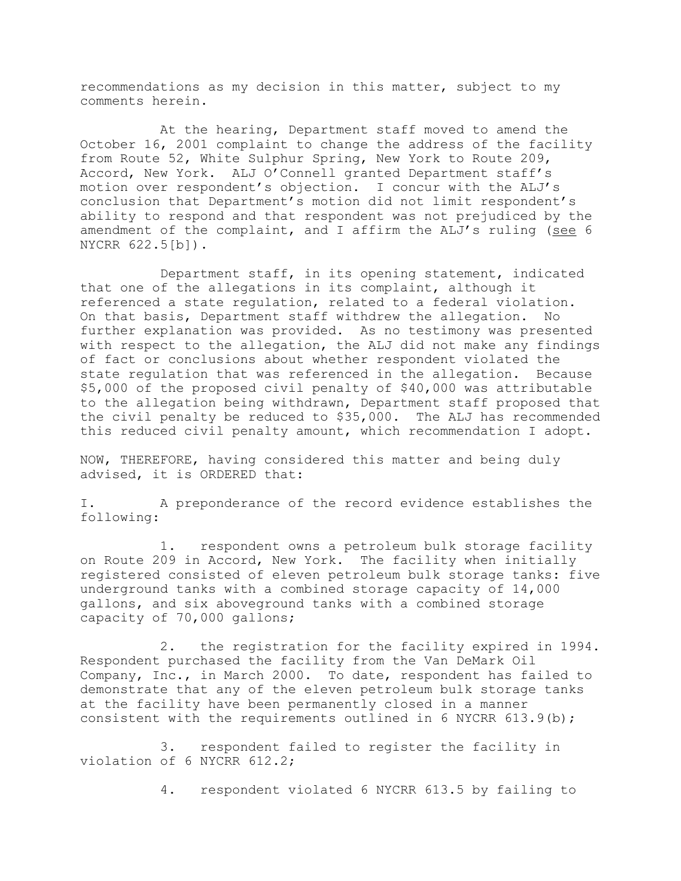recommendations as my decision in this matter, subject to my comments herein.

At the hearing, Department staff moved to amend the October 16, 2001 complaint to change the address of the facility from Route 52, White Sulphur Spring, New York to Route 209, Accord, New York. ALJ O'Connell granted Department staff's motion over respondent's objection. I concur with the ALJ's conclusion that Department's motion did not limit respondent's ability to respond and that respondent was not prejudiced by the amendment of the complaint, and I affirm the ALJ's ruling (see 6 NYCRR 622.5[b]).

Department staff, in its opening statement, indicated that one of the allegations in its complaint, although it referenced a state regulation, related to a federal violation. On that basis, Department staff withdrew the allegation. No further explanation was provided. As no testimony was presented with respect to the allegation, the ALJ did not make any findings of fact or conclusions about whether respondent violated the state regulation that was referenced in the allegation. Because $5,000 of the proposed civil penalty of $40,000 was attributable to the allegation being withdrawn, Department staff proposed that the civil penalty be reduced to $35,000. The ALJ has recommended this reduced civil penalty amount, which recommendation I adopt.

NOW, THEREFORE, having considered this matter and being duly advised, it is ORDERED that:

I. A preponderance of the record evidence establishes the following:

1. respondent owns a petroleum bulk storage facility on Route 209 in Accord, New York. The facility when initially registered consisted of eleven petroleum bulk storage tanks: five underground tanks with a combined storage capacity of 14,000 gallons, and six aboveground tanks with a combined storage capacity of 70,000 gallons;

2. the registration for the facility expired in 1994. Respondent purchased the facility from the Van DeMark Oil Company, Inc., in March 2000. To date, respondent has failed to demonstrate that any of the eleven petroleum bulk storage tanks at the facility have been permanently closed in a manner consistent with the requirements outlined in 6 NYCRR 613.9(b);

3. respondent failed to register the facility in violation of 6 NYCRR 612.2;

4. respondent violated 6 NYCRR 613.5 by failing to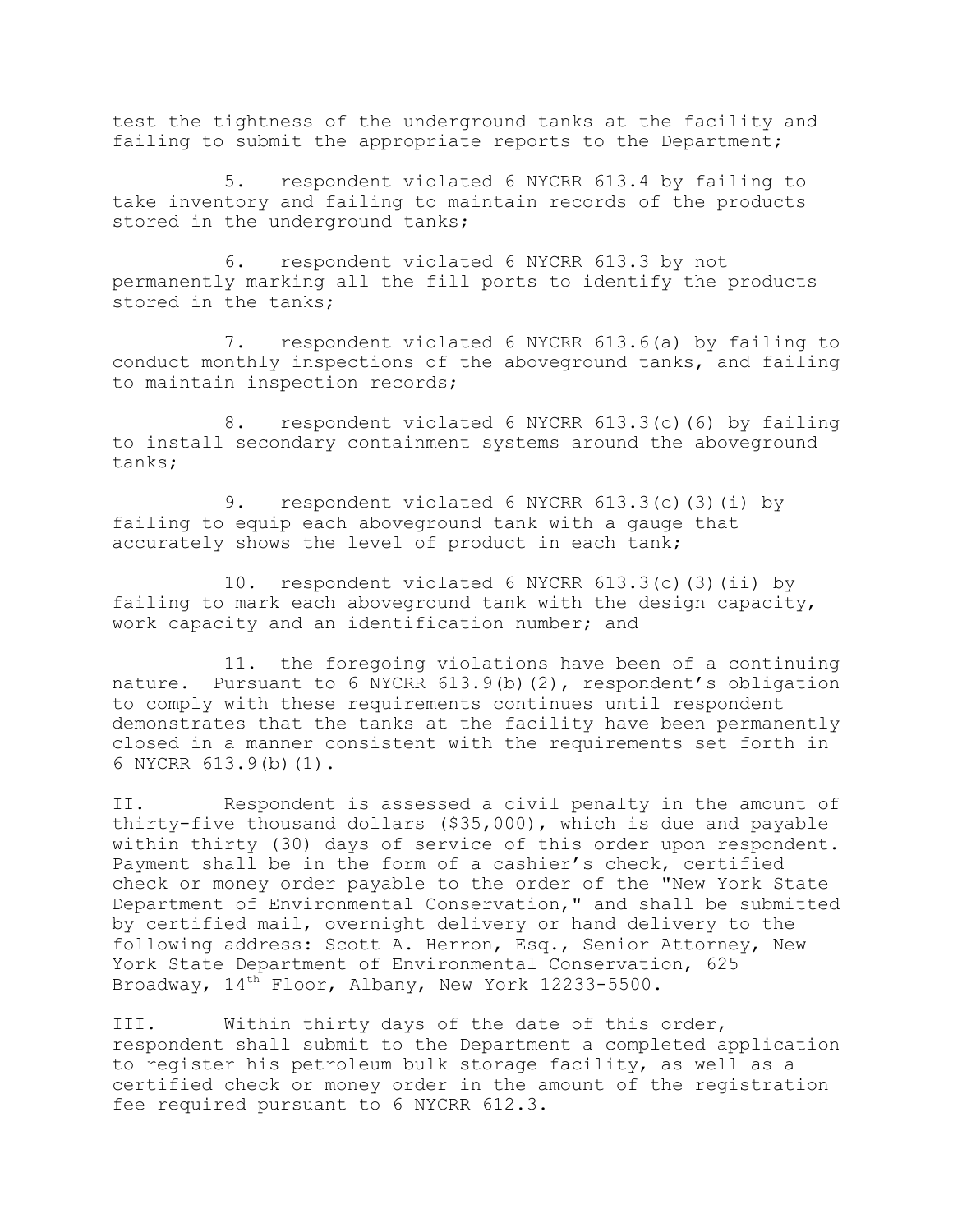test the tightness of the underground tanks at the facility and failing to submit the appropriate reports to the Department;

5. respondent violated 6 NYCRR 613.4 by failing to take inventory and failing to maintain records of the products stored in the underground tanks;

6. respondent violated 6 NYCRR 613.3 by not permanently marking all the fill ports to identify the products stored in the tanks;

7. respondent violated 6 NYCRR 613.6(a) by failing to conduct monthly inspections of the aboveground tanks, and failing to maintain inspection records;

8. respondent violated 6 NYCRR 613.3(c)(6) by failing to install secondary containment systems around the aboveground tanks;

9. respondent violated 6 NYCRR 613.3(c)(3)(i) by failing to equip each aboveground tank with a gauge that accurately shows the level of product in each tank;

10. respondent violated 6 NYCRR 613.3(c)(3)(ii) by failing to mark each aboveground tank with the design capacity, work capacity and an identification number; and

11. the foregoing violations have been of a continuing nature. Pursuant to 6 NYCRR 613.9(b)(2), respondent's obligation to comply with these requirements continues until respondent demonstrates that the tanks at the facility have been permanently closed in a manner consistent with the requirements set forth in 6 NYCRR 613.9(b)(1).

II. Respondent is assessed a civil penalty in the amount of thirty-five thousand dollars ($35,000), which is due and payable within thirty (30) days of service of this order upon respondent. Payment shall be in the form of a cashier's check, certified check or money order payable to the order of the "New York State Department of Environmental Conservation," and shall be submitted by certified mail, overnight delivery or hand delivery to the following address: Scott A. Herron, Esq., Senior Attorney, New York State Department of Environmental Conservation, 625 Broadway, 14th Floor, Albany, New York 12233-5500.

III. Within thirty days of the date of this order, respondent shall submit to the Department a completed application to register his petroleum bulk storage facility, as well as a certified check or money order in the amount of the registration fee required pursuant to 6 NYCRR 612.3.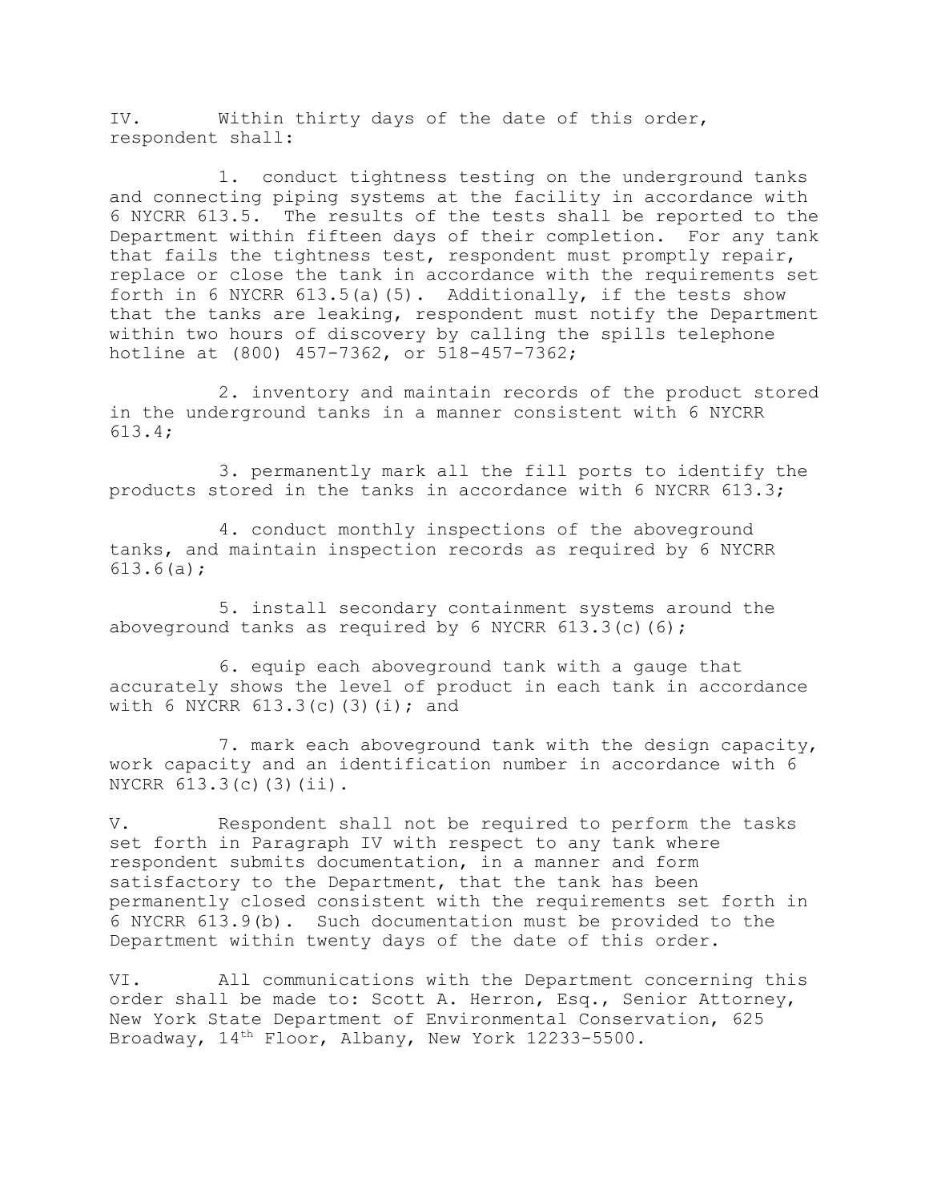IV. Within thirty days of the date of this order, respondent shall:

1. conduct tightness testing on the underground tanks and connecting piping systems at the facility in accordance with 6 NYCRR 613.5. The results of the tests shall be reported to the Department within fifteen days of their completion. For any tank that fails the tightness test, respondent must promptly repair, replace or close the tank in accordance with the requirements set forth in 6 NYCRR 613.5(a)(5). Additionally, if the tests show that the tanks are leaking, respondent must notify the Department within two hours of discovery by calling the spills telephone hotline at (800) 457-7362, or 518-457-7362;

2. inventory and maintain records of the product stored in the underground tanks in a manner consistent with 6 NYCRR 613.4;

3. permanently mark all the fill ports to identify the products stored in the tanks in accordance with 6 NYCRR 613.3;

4. conduct monthly inspections of the aboveground tanks, and maintain inspection records as required by 6 NYCRR 613.6(a);

5. install secondary containment systems around the aboveground tanks as required by 6 NYCRR 613.3(c)(6);

6. equip each aboveground tank with a gauge that accurately shows the level of product in each tank in accordance with 6 NYCRR 613.3(c)(3)(i); and

7. mark each aboveground tank with the design capacity, work capacity and an identification number in accordance with 6 NYCRR 613.3(c)(3)(ii).

V. Respondent shall not be required to perform the tasks set forth in Paragraph IV with respect to any tank where respondent submits documentation, in a manner and form satisfactory to the Department, that the tank has been permanently closed consistent with the requirements set forth in 6 NYCRR 613.9(b). Such documentation must be provided to the Department within twenty days of the date of this order.

VI. All communications with the Department concerning this order shall be made to: Scott A. Herron, Esq., Senior Attorney, New York State Department of Environmental Conservation, 625 Broadway, 14th Floor, Albany, New York 12233-5500.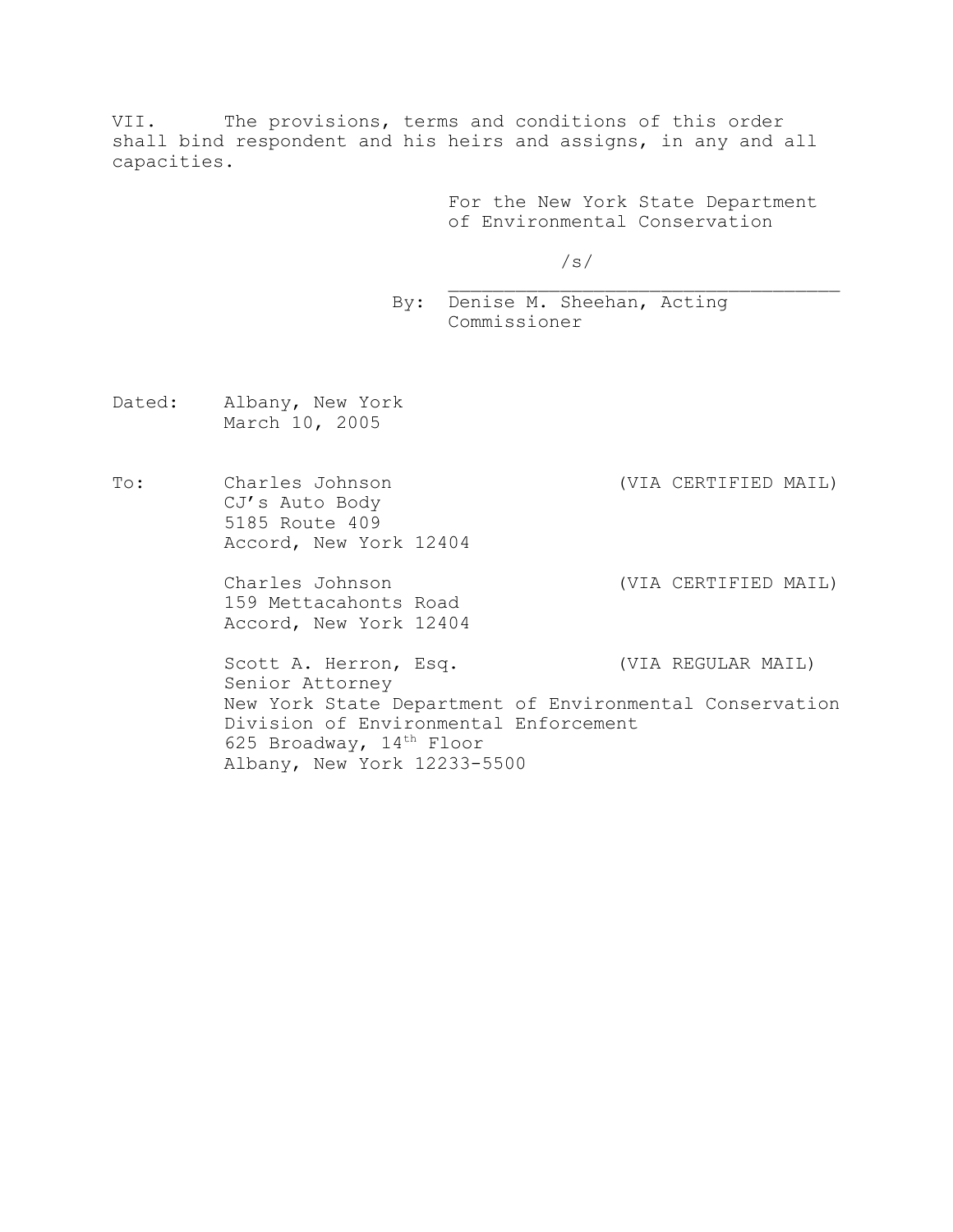VII. The provisions, terms and conditions of this order shall bind respondent and his heirs and assigns, in any and all capacities.

For the New York State Department of Environmental Conservation

/s/

By: Denise M. Sheehan, Acting Commissioner

Dated: Albany, New York
March 10, 2005

To: Charles Johnson (VIA CERTIFIED MAIL)
CJ's Auto Body
5185 Route 409
Accord, New York 12404

Charles Johnson (VIA CERTIFIED MAIL)
159 Mettacahonts Road
Accord, New York 12404

Scott A. Herron, Esq. (VIA REGULAR MAIL)
Senior Attorney
New York State Department of Environmental Conservation
Division of Environmental Enforcement
625 Broadway, 14th Floor
Albany, New York 12233-5500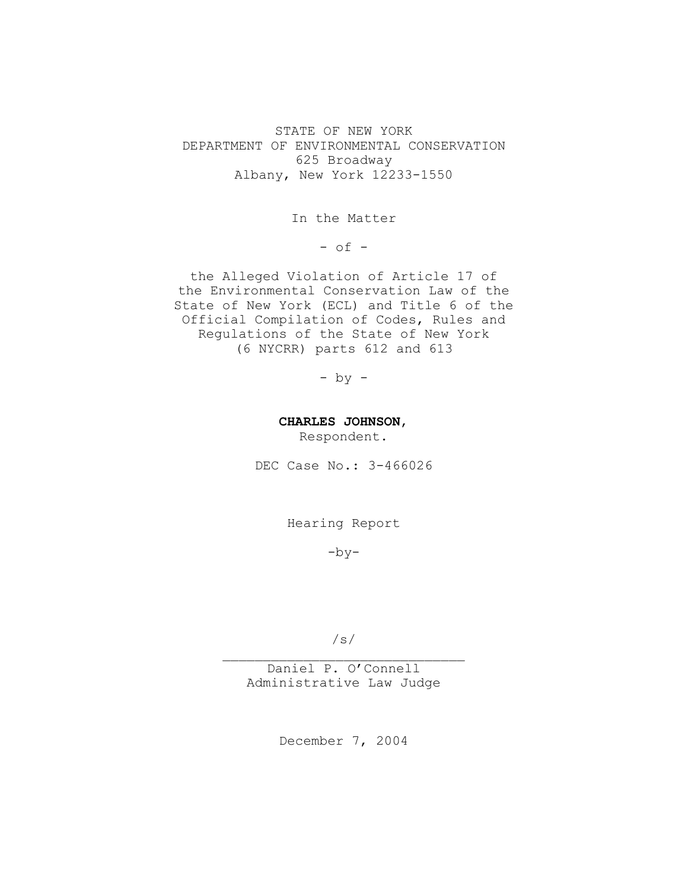STATE OF NEW YORK
DEPARTMENT OF ENVIRONMENTAL CONSERVATION
625 Broadway
Albany, New York 12233-1550

In the Matter

- of -

the Alleged Violation of Article 17 of the Environmental Conservation Law of the State of New York (ECL) and Title 6 of the Official Compilation of Codes, Rules and Regulations of the State of New York (6 NYCRR) parts 612 and 613

- by -

**CHARLES JOHNSON,**
Respondent.

DEC Case No.: 3-466026

Hearing Report

-by-

/s/
\_\_\_\_\_\_\_\_\_\_\_\_\_\_\_\_\_\_\_\_\_\_\_\_\_\_\_\_\_\_
Daniel P. O'Connell
Administrative Law Judge

December 7, 2004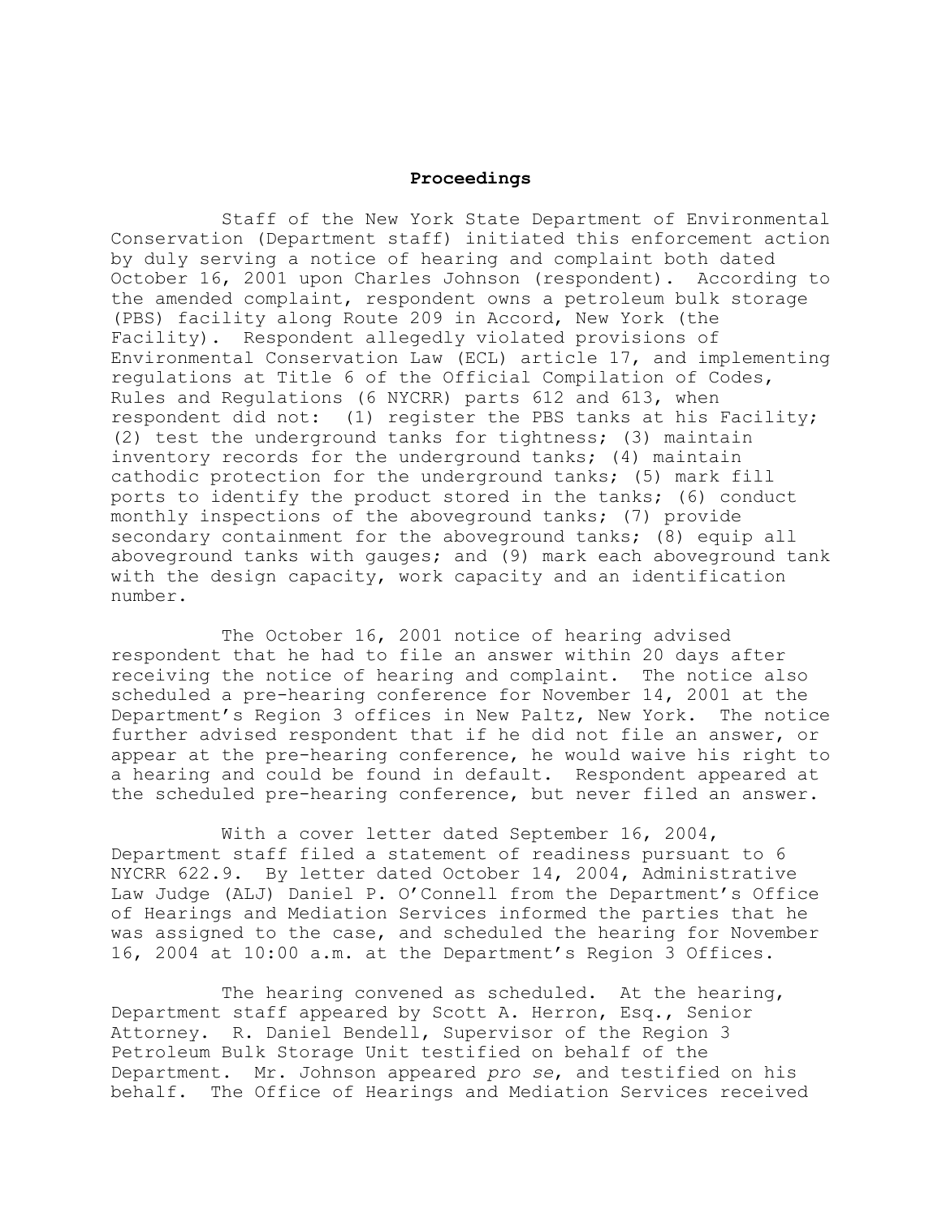## Proceedings

Staff of the New York State Department of Environmental Conservation (Department staff) initiated this enforcement action by duly serving a notice of hearing and complaint both dated October 16, 2001 upon Charles Johnson (respondent). According to the amended complaint, respondent owns a petroleum bulk storage (PBS) facility along Route 209 in Accord, New York (the Facility). Respondent allegedly violated provisions of Environmental Conservation Law (ECL) article 17, and implementing regulations at Title 6 of the Official Compilation of Codes, Rules and Regulations (6 NYCRR) parts 612 and 613, when respondent did not: (1) register the PBS tanks at his Facility; (2) test the underground tanks for tightness; (3) maintain inventory records for the underground tanks; (4) maintain cathodic protection for the underground tanks; (5) mark fill ports to identify the product stored in the tanks; (6) conduct monthly inspections of the aboveground tanks; (7) provide secondary containment for the aboveground tanks; (8) equip all aboveground tanks with gauges; and (9) mark each aboveground tank with the design capacity, work capacity and an identification number.

The October 16, 2001 notice of hearing advised respondent that he had to file an answer within 20 days after receiving the notice of hearing and complaint. The notice also scheduled a pre-hearing conference for November 14, 2001 at the Department's Region 3 offices in New Paltz, New York. The notice further advised respondent that if he did not file an answer, or appear at the pre-hearing conference, he would waive his right to a hearing and could be found in default. Respondent appeared at the scheduled pre-hearing conference, but never filed an answer.

With a cover letter dated September 16, 2004, Department staff filed a statement of readiness pursuant to 6 NYCRR 622.9. By letter dated October 14, 2004, Administrative Law Judge (ALJ) Daniel P. O'Connell from the Department's Office of Hearings and Mediation Services informed the parties that he was assigned to the case, and scheduled the hearing for November 16, 2004 at 10:00 a.m. at the Department's Region 3 Offices.

The hearing convened as scheduled. At the hearing, Department staff appeared by Scott A. Herron, Esq., Senior Attorney. R. Daniel Bendell, Supervisor of the Region 3 Petroleum Bulk Storage Unit testified on behalf of the Department. Mr. Johnson appeared *pro se*, and testified on his behalf. The Office of Hearings and Mediation Services received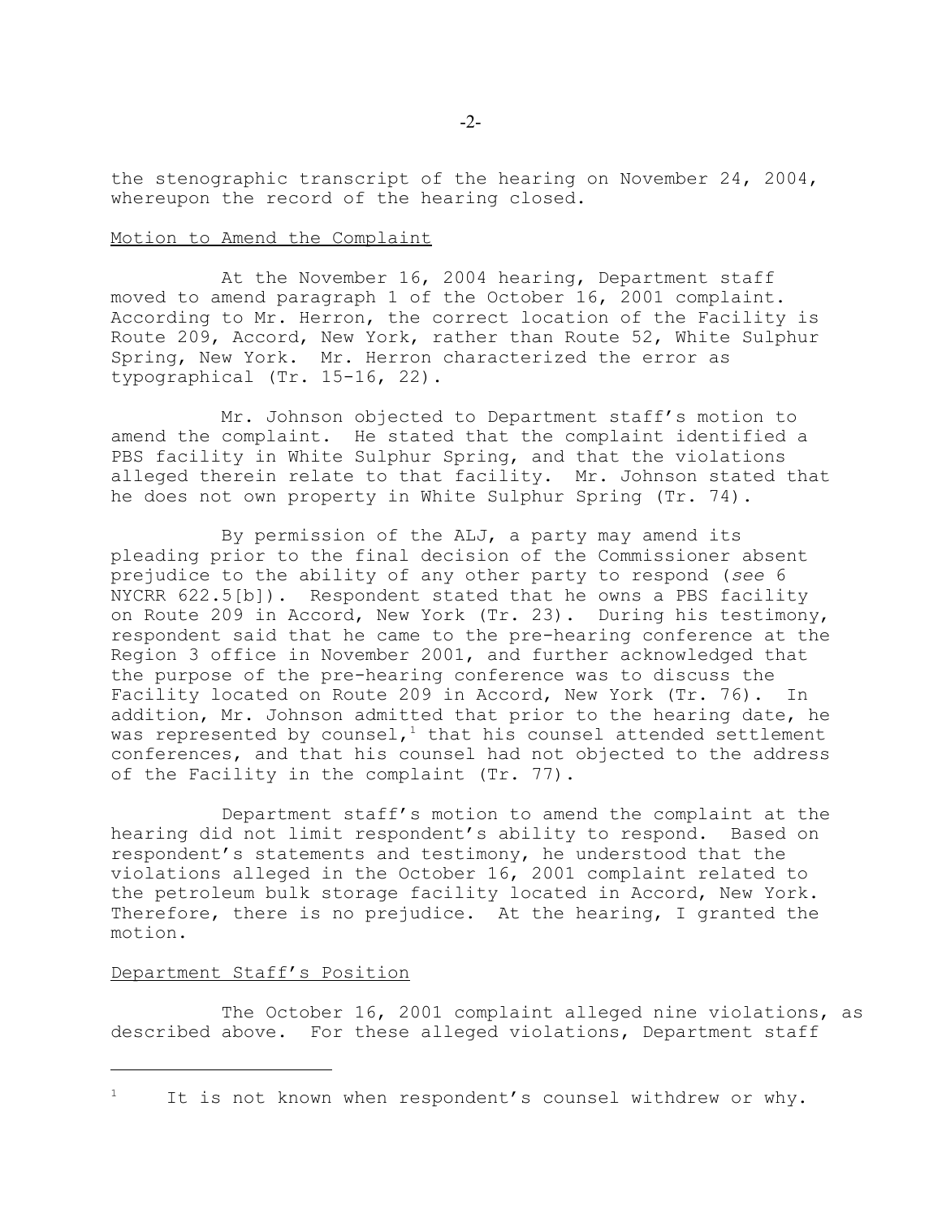the stenographic transcript of the hearing on November 24, 2004, whereupon the record of the hearing closed.

Motion to Amend the Complaint

At the November 16, 2004 hearing, Department staff moved to amend paragraph 1 of the October 16, 2001 complaint. According to Mr. Herron, the correct location of the Facility is Route 209, Accord, New York, rather than Route 52, White Sulphur Spring, New York. Mr. Herron characterized the error as typographical (Tr. 15-16, 22).

Mr. Johnson objected to Department staff's motion to amend the complaint. He stated that the complaint identified a PBS facility in White Sulphur Spring, and that the violations alleged therein relate to that facility. Mr. Johnson stated that he does not own property in White Sulphur Spring (Tr. 74).

By permission of the ALJ, a party may amend its pleading prior to the final decision of the Commissioner absent prejudice to the ability of any other party to respond (*see* 6 NYCRR 622.5[b]). Respondent stated that he owns a PBS facility on Route 209 in Accord, New York (Tr. 23). During his testimony, respondent said that he came to the pre-hearing conference at the Region 3 office in November 2001, and further acknowledged that the purpose of the pre-hearing conference was to discuss the Facility located on Route 209 in Accord, New York (Tr. 76). In addition, Mr. Johnson admitted that prior to the hearing date, he was represented by counsel,[1] that his counsel attended settlement conferences, and that his counsel had not objected to the address of the Facility in the complaint (Tr. 77).

Department staff's motion to amend the complaint at the hearing did not limit respondent's ability to respond. Based on respondent's statements and testimony, he understood that the violations alleged in the October 16, 2001 complaint related to the petroleum bulk storage facility located in Accord, New York. Therefore, there is no prejudice. At the hearing, I granted the motion.

Department Staff's Position

The October 16, 2001 complaint alleged nine violations, as described above. For these alleged violations, Department staff

---

[1] It is not known when respondent's counsel withdrew or why.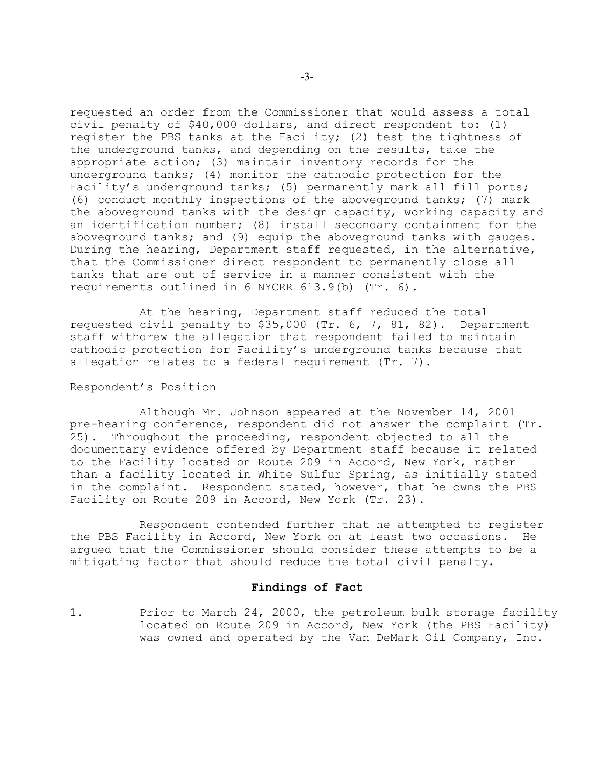requested an order from the Commissioner that would assess a total civil penalty of $40,000 dollars, and direct respondent to: (1) register the PBS tanks at the Facility; (2) test the tightness of the underground tanks, and depending on the results, take the appropriate action; (3) maintain inventory records for the underground tanks; (4) monitor the cathodic protection for the Facility's underground tanks; (5) permanently mark all fill ports; (6) conduct monthly inspections of the aboveground tanks; (7) mark the aboveground tanks with the design capacity, working capacity and an identification number; (8) install secondary containment for the aboveground tanks; and (9) equip the aboveground tanks with gauges. During the hearing, Department staff requested, in the alternative, that the Commissioner direct respondent to permanently close all tanks that are out of service in a manner consistent with the requirements outlined in 6 NYCRR 613.9(b) (Tr. 6).

At the hearing, Department staff reduced the total requested civil penalty to $35,000 (Tr. 6, 7, 81, 82). Department staff withdrew the allegation that respondent failed to maintain cathodic protection for Facility's underground tanks because that allegation relates to a federal requirement (Tr. 7).

Respondent's Position

Although Mr. Johnson appeared at the November 14, 2001 pre-hearing conference, respondent did not answer the complaint (Tr. 25). Throughout the proceeding, respondent objected to all the documentary evidence offered by Department staff because it related to the Facility located on Route 209 in Accord, New York, rather than a facility located in White Sulfur Spring, as initially stated in the complaint. Respondent stated, however, that he owns the PBS Facility on Route 209 in Accord, New York (Tr. 23).

Respondent contended further that he attempted to register the PBS Facility in Accord, New York on at least two occasions. He argued that the Commissioner should consider these attempts to be a mitigating factor that should reduce the total civil penalty.

## Findings of Fact

1. Prior to March 24, 2000, the petroleum bulk storage facility located on Route 209 in Accord, New York (the PBS Facility) was owned and operated by the Van DeMark Oil Company, Inc.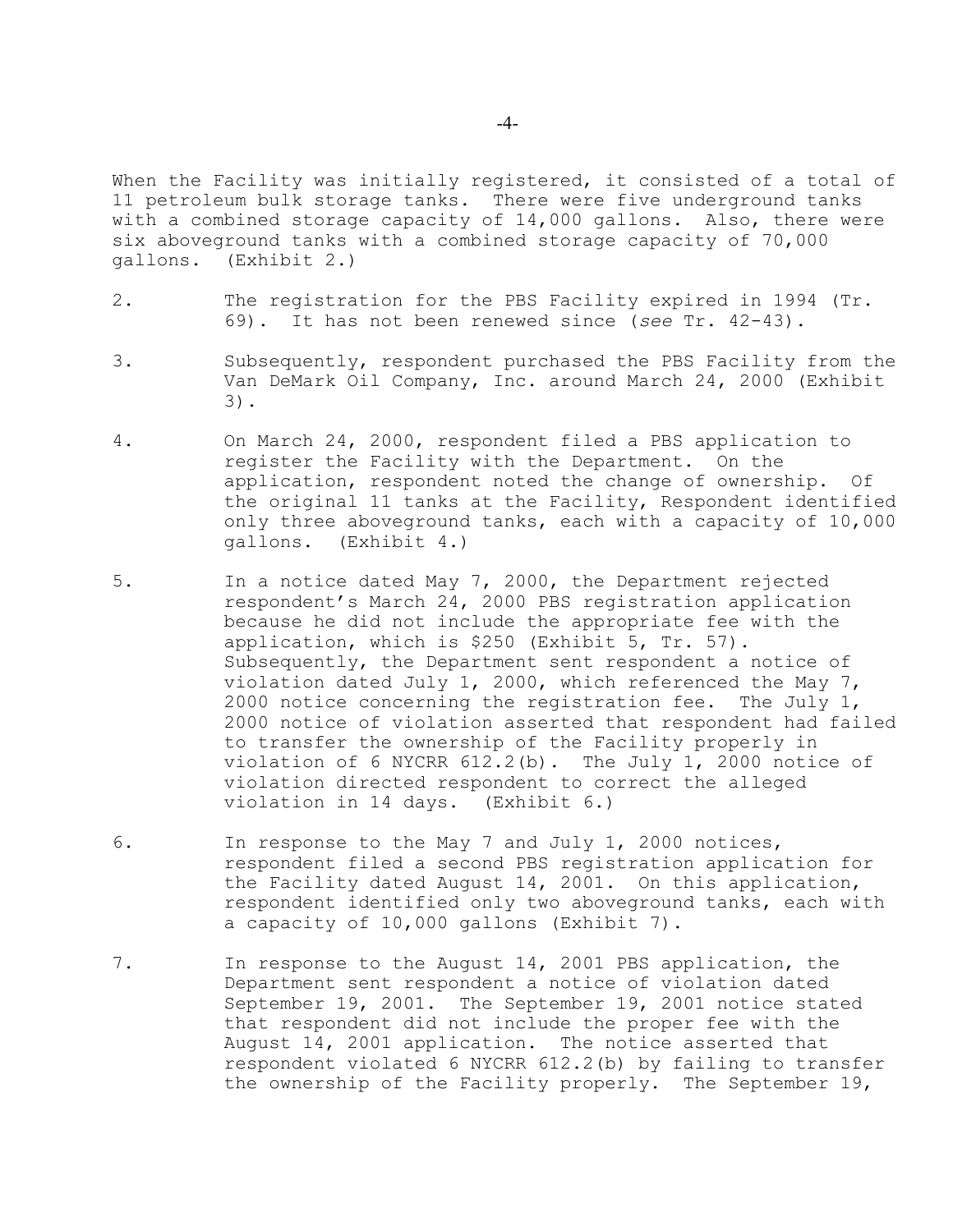When the Facility was initially registered, it consisted of a total of 11 petroleum bulk storage tanks. There were five underground tanks with a combined storage capacity of 14,000 gallons. Also, there were six aboveground tanks with a combined storage capacity of 70,000 gallons. (Exhibit 2.)

2. The registration for the PBS Facility expired in 1994 (Tr. 69). It has not been renewed since (*see* Tr. 42-43).

3. Subsequently, respondent purchased the PBS Facility from the Van DeMark Oil Company, Inc. around March 24, 2000 (Exhibit 3).

4. On March 24, 2000, respondent filed a PBS application to register the Facility with the Department. On the application, respondent noted the change of ownership. Of the original 11 tanks at the Facility, Respondent identified only three aboveground tanks, each with a capacity of 10,000 gallons. (Exhibit 4.)

5. In a notice dated May 7, 2000, the Department rejected respondent's March 24, 2000 PBS registration application because he did not include the appropriate fee with the application, which is $250 (Exhibit 5, Tr. 57). Subsequently, the Department sent respondent a notice of violation dated July 1, 2000, which referenced the May 7, 2000 notice concerning the registration fee. The July 1, 2000 notice of violation asserted that respondent had failed to transfer the ownership of the Facility properly in violation of 6 NYCRR 612.2(b). The July 1, 2000 notice of violation directed respondent to correct the alleged violation in 14 days. (Exhibit 6.)

6. In response to the May 7 and July 1, 2000 notices, respondent filed a second PBS registration application for the Facility dated August 14, 2001. On this application, respondent identified only two aboveground tanks, each with a capacity of 10,000 gallons (Exhibit 7).

7. In response to the August 14, 2001 PBS application, the Department sent respondent a notice of violation dated September 19, 2001. The September 19, 2001 notice stated that respondent did not include the proper fee with the August 14, 2001 application. The notice asserted that respondent violated 6 NYCRR 612.2(b) by failing to transfer the ownership of the Facility properly. The September 19,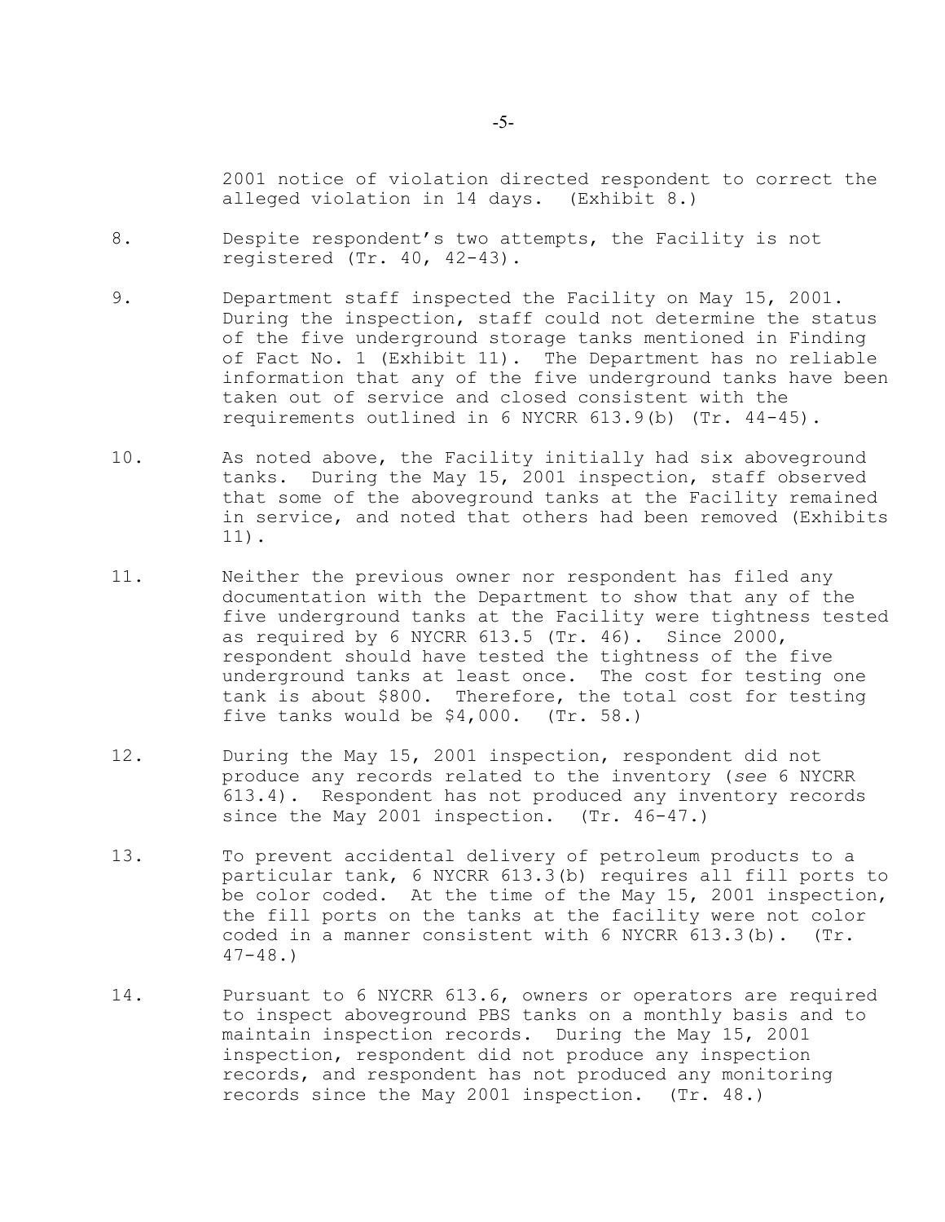2001 notice of violation directed respondent to correct the alleged violation in 14 days. (Exhibit 8.)

8. Despite respondent's two attempts, the Facility is not registered (Tr. 40, 42-43).

9. Department staff inspected the Facility on May 15, 2001. During the inspection, staff could not determine the status of the five underground storage tanks mentioned in Finding of Fact No. 1 (Exhibit 11). The Department has no reliable information that any of the five underground tanks have been taken out of service and closed consistent with the requirements outlined in 6 NYCRR 613.9(b) (Tr. 44-45).

10. As noted above, the Facility initially had six aboveground tanks. During the May 15, 2001 inspection, staff observed that some of the aboveground tanks at the Facility remained in service, and noted that others had been removed (Exhibits 11).

11. Neither the previous owner nor respondent has filed any documentation with the Department to show that any of the five underground tanks at the Facility were tightness tested as required by 6 NYCRR 613.5 (Tr. 46). Since 2000, respondent should have tested the tightness of the five underground tanks at least once. The cost for testing one tank is about $800. Therefore, the total cost for testing five tanks would be $4,000. (Tr. 58.)

12. During the May 15, 2001 inspection, respondent did not produce any records related to the inventory (*see* 6 NYCRR 613.4). Respondent has not produced any inventory records since the May 2001 inspection. (Tr. 46-47.)

13. To prevent accidental delivery of petroleum products to a particular tank, 6 NYCRR 613.3(b) requires all fill ports to be color coded. At the time of the May 15, 2001 inspection, the fill ports on the tanks at the facility were not color coded in a manner consistent with 6 NYCRR 613.3(b). (Tr. 47-48.)

14. Pursuant to 6 NYCRR 613.6, owners or operators are required to inspect aboveground PBS tanks on a monthly basis and to maintain inspection records. During the May 15, 2001 inspection, respondent did not produce any inspection records, and respondent has not produced any monitoring records since the May 2001 inspection. (Tr. 48.)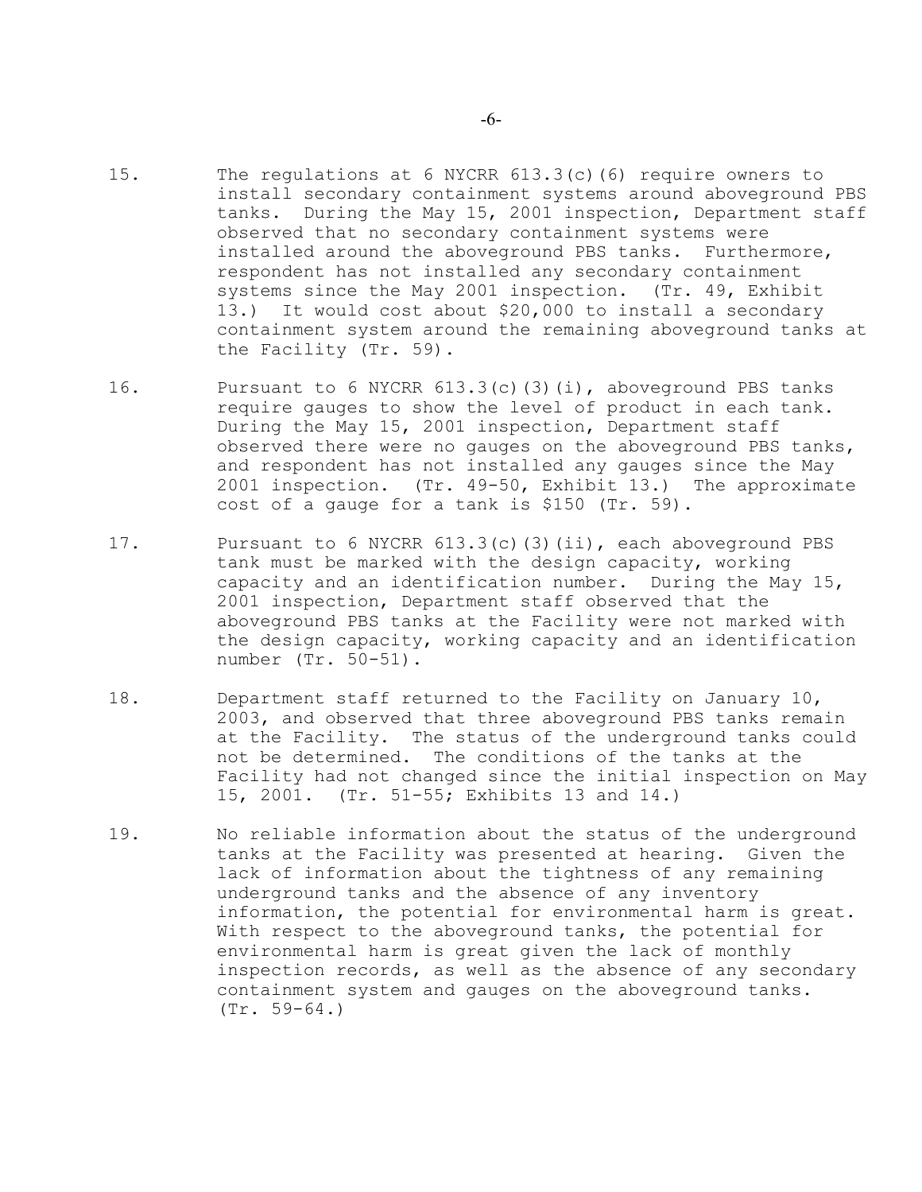15. The regulations at 6 NYCRR 613.3(c)(6) require owners to install secondary containment systems around aboveground PBS tanks. During the May 15, 2001 inspection, Department staff observed that no secondary containment systems were installed around the aboveground PBS tanks. Furthermore, respondent has not installed any secondary containment systems since the May 2001 inspection. (Tr. 49, Exhibit 13.) It would cost about $20,000 to install a secondary containment system around the remaining aboveground tanks at the Facility (Tr. 59).

16. Pursuant to 6 NYCRR 613.3(c)(3)(i), aboveground PBS tanks require gauges to show the level of product in each tank. During the May 15, 2001 inspection, Department staff observed there were no gauges on the aboveground PBS tanks, and respondent has not installed any gauges since the May 2001 inspection. (Tr. 49-50, Exhibit 13.) The approximate cost of a gauge for a tank is $150 (Tr. 59).

17. Pursuant to 6 NYCRR 613.3(c)(3)(ii), each aboveground PBS tank must be marked with the design capacity, working capacity and an identification number. During the May 15, 2001 inspection, Department staff observed that the aboveground PBS tanks at the Facility were not marked with the design capacity, working capacity and an identification number (Tr. 50-51).

18. Department staff returned to the Facility on January 10, 2003, and observed that three aboveground PBS tanks remain at the Facility. The status of the underground tanks could not be determined. The conditions of the tanks at the Facility had not changed since the initial inspection on May 15, 2001. (Tr. 51-55; Exhibits 13 and 14.)

19. No reliable information about the status of the underground tanks at the Facility was presented at hearing. Given the lack of information about the tightness of any remaining underground tanks and the absence of any inventory information, the potential for environmental harm is great. With respect to the aboveground tanks, the potential for environmental harm is great given the lack of monthly inspection records, as well as the absence of any secondary containment system and gauges on the aboveground tanks. (Tr. 59-64.)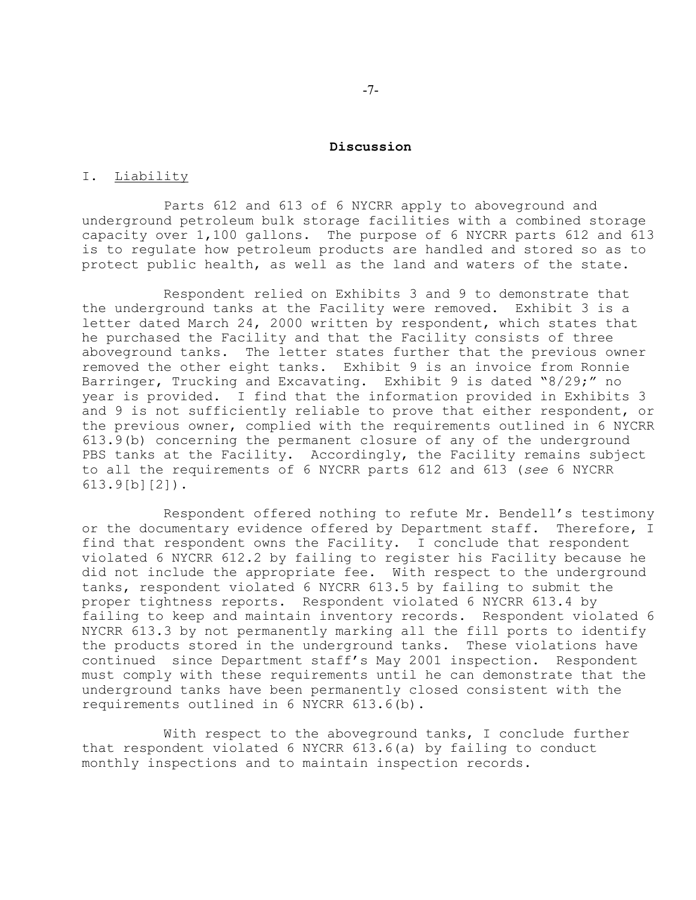## Discussion

### I. Liability

Parts 612 and 613 of 6 NYCRR apply to aboveground and underground petroleum bulk storage facilities with a combined storage capacity over 1,100 gallons. The purpose of 6 NYCRR parts 612 and 613 is to regulate how petroleum products are handled and stored so as to protect public health, as well as the land and waters of the state.

Respondent relied on Exhibits 3 and 9 to demonstrate that the underground tanks at the Facility were removed. Exhibit 3 is a letter dated March 24, 2000 written by respondent, which states that he purchased the Facility and that the Facility consists of three aboveground tanks. The letter states further that the previous owner removed the other eight tanks. Exhibit 9 is an invoice from Ronnie Barringer, Trucking and Excavating. Exhibit 9 is dated "8/29;" no year is provided. I find that the information provided in Exhibits 3 and 9 is not sufficiently reliable to prove that either respondent, or the previous owner, complied with the requirements outlined in 6 NYCRR 613.9(b) concerning the permanent closure of any of the underground PBS tanks at the Facility. Accordingly, the Facility remains subject to all the requirements of 6 NYCRR parts 612 and 613 (*see* 6 NYCRR 613.9[b][2]).

Respondent offered nothing to refute Mr. Bendell's testimony or the documentary evidence offered by Department staff. Therefore, I find that respondent owns the Facility. I conclude that respondent violated 6 NYCRR 612.2 by failing to register his Facility because he did not include the appropriate fee. With respect to the underground tanks, respondent violated 6 NYCRR 613.5 by failing to submit the proper tightness reports. Respondent violated 6 NYCRR 613.4 by failing to keep and maintain inventory records. Respondent violated 6 NYCRR 613.3 by not permanently marking all the fill ports to identify the products stored in the underground tanks. These violations have continued since Department staff's May 2001 inspection. Respondent must comply with these requirements until he can demonstrate that the underground tanks have been permanently closed consistent with the requirements outlined in 6 NYCRR 613.6(b).

With respect to the aboveground tanks, I conclude further that respondent violated 6 NYCRR 613.6(a) by failing to conduct monthly inspections and to maintain inspection records.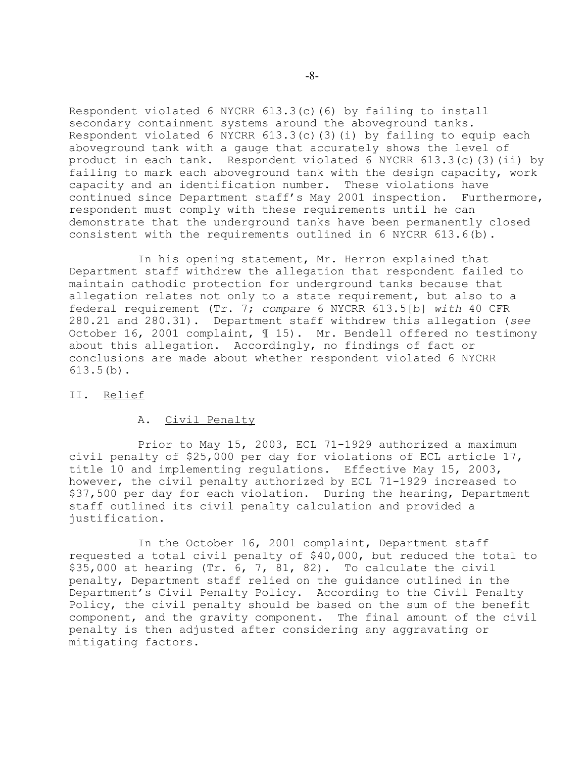Respondent violated 6 NYCRR 613.3(c)(6) by failing to install secondary containment systems around the aboveground tanks. Respondent violated 6 NYCRR 613.3(c)(3)(i) by failing to equip each aboveground tank with a gauge that accurately shows the level of product in each tank. Respondent violated 6 NYCRR 613.3(c)(3)(ii) by failing to mark each aboveground tank with the design capacity, work capacity and an identification number. These violations have continued since Department staff's May 2001 inspection. Furthermore, respondent must comply with these requirements until he can demonstrate that the underground tanks have been permanently closed consistent with the requirements outlined in 6 NYCRR 613.6(b).

In his opening statement, Mr. Herron explained that Department staff withdrew the allegation that respondent failed to maintain cathodic protection for underground tanks because that allegation relates not only to a state requirement, but also to a federal requirement (Tr. 7; *compare* 6 NYCRR 613.5[b] *with* 40 CFR 280.21 and 280.31). Department staff withdrew this allegation (*see* October 16, 2001 complaint, ¶ 15). Mr. Bendell offered no testimony about this allegation. Accordingly, no findings of fact or conclusions are made about whether respondent violated 6 NYCRR 613.5(b).

## II. <u>Relief</u>

### A. <u>Civil Penalty</u>

Prior to May 15, 2003, ECL 71-1929 authorized a maximum civil penalty of $25,000 per day for violations of ECL article 17, title 10 and implementing regulations. Effective May 15, 2003, however, the civil penalty authorized by ECL 71-1929 increased to $37,500 per day for each violation. During the hearing, Department staff outlined its civil penalty calculation and provided a justification.

In the October 16, 2001 complaint, Department staff requested a total civil penalty of $40,000, but reduced the total to $35,000 at hearing (Tr. 6, 7, 81, 82). To calculate the civil penalty, Department staff relied on the guidance outlined in the Department's Civil Penalty Policy. According to the Civil Penalty Policy, the civil penalty should be based on the sum of the benefit component, and the gravity component. The final amount of the civil penalty is then adjusted after considering any aggravating or mitigating factors.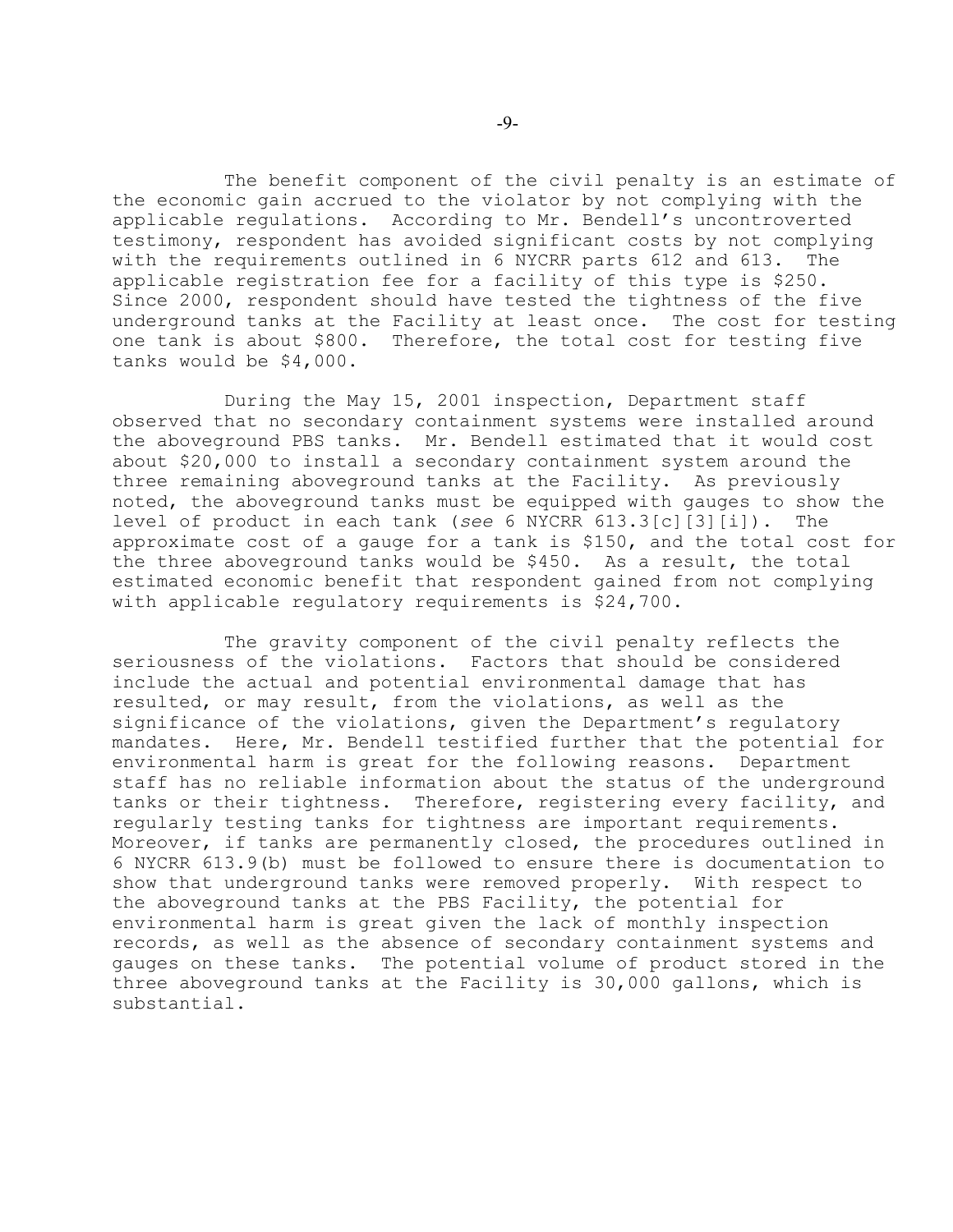The benefit component of the civil penalty is an estimate of the economic gain accrued to the violator by not complying with the applicable regulations. According to Mr. Bendell's uncontroverted testimony, respondent has avoided significant costs by not complying with the requirements outlined in 6 NYCRR parts 612 and 613. The applicable registration fee for a facility of this type is $250. Since 2000, respondent should have tested the tightness of the five underground tanks at the Facility at least once. The cost for testing one tank is about $800. Therefore, the total cost for testing five tanks would be $4,000.

During the May 15, 2001 inspection, Department staff observed that no secondary containment systems were installed around the aboveground PBS tanks. Mr. Bendell estimated that it would cost about $20,000 to install a secondary containment system around the three remaining aboveground tanks at the Facility. As previously noted, the aboveground tanks must be equipped with gauges to show the level of product in each tank (*see* 6 NYCRR 613.3[c][3][i]). The approximate cost of a gauge for a tank is $150, and the total cost for the three aboveground tanks would be $450. As a result, the total estimated economic benefit that respondent gained from not complying with applicable regulatory requirements is $24,700.

The gravity component of the civil penalty reflects the seriousness of the violations. Factors that should be considered include the actual and potential environmental damage that has resulted, or may result, from the violations, as well as the significance of the violations, given the Department's regulatory mandates. Here, Mr. Bendell testified further that the potential for environmental harm is great for the following reasons. Department staff has no reliable information about the status of the underground tanks or their tightness. Therefore, registering every facility, and regularly testing tanks for tightness are important requirements. Moreover, if tanks are permanently closed, the procedures outlined in 6 NYCRR 613.9(b) must be followed to ensure there is documentation to show that underground tanks were removed properly. With respect to the aboveground tanks at the PBS Facility, the potential for environmental harm is great given the lack of monthly inspection records, as well as the absence of secondary containment systems and gauges on these tanks. The potential volume of product stored in the three aboveground tanks at the Facility is 30,000 gallons, which is substantial.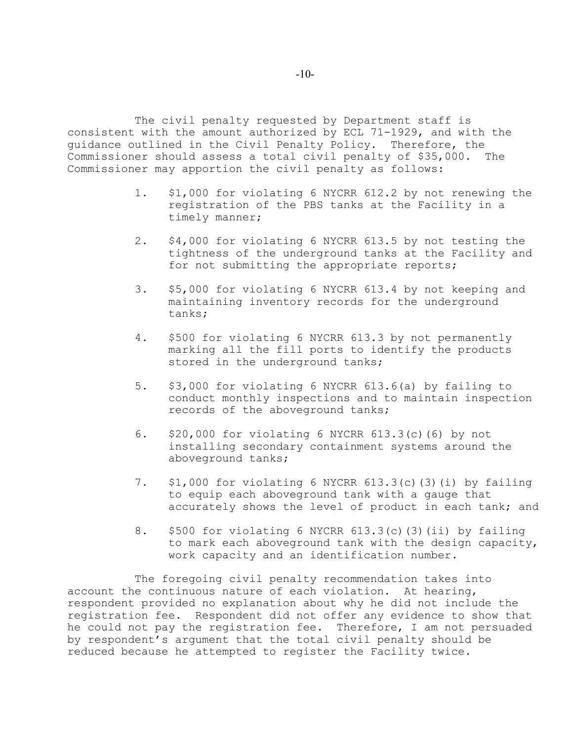The civil penalty requested by Department staff is consistent with the amount authorized by ECL 71-1929, and with the guidance outlined in the Civil Penalty Policy. Therefore, the Commissioner should assess a total civil penalty of $35,000. The Commissioner may apportion the civil penalty as follows:

1. $1,000 for violating 6 NYCRR 612.2 by not renewing the registration of the PBS tanks at the Facility in a timely manner;

2. $4,000 for violating 6 NYCRR 613.5 by not testing the tightness of the underground tanks at the Facility and for not submitting the appropriate reports;

3. $5,000 for violating 6 NYCRR 613.4 by not keeping and maintaining inventory records for the underground tanks;

4. $500 for violating 6 NYCRR 613.3 by not permanently marking all the fill ports to identify the products stored in the underground tanks;

5. $3,000 for violating 6 NYCRR 613.6(a) by failing to conduct monthly inspections and to maintain inspection records of the aboveground tanks;

6. $20,000 for violating 6 NYCRR 613.3(c)(6) by not installing secondary containment systems around the aboveground tanks;

7. $1,000 for violating 6 NYCRR 613.3(c)(3)(i) by failing to equip each aboveground tank with a gauge that accurately shows the level of product in each tank; and

8. $500 for violating 6 NYCRR 613.3(c)(3)(ii) by failing to mark each aboveground tank with the design capacity, work capacity and an identification number.

The foregoing civil penalty recommendation takes into account the continuous nature of each violation. At hearing, respondent provided no explanation about why he did not include the registration fee. Respondent did not offer any evidence to show that he could not pay the registration fee. Therefore, I am not persuaded by respondent's argument that the total civil penalty should be reduced because he attempted to register the Facility twice.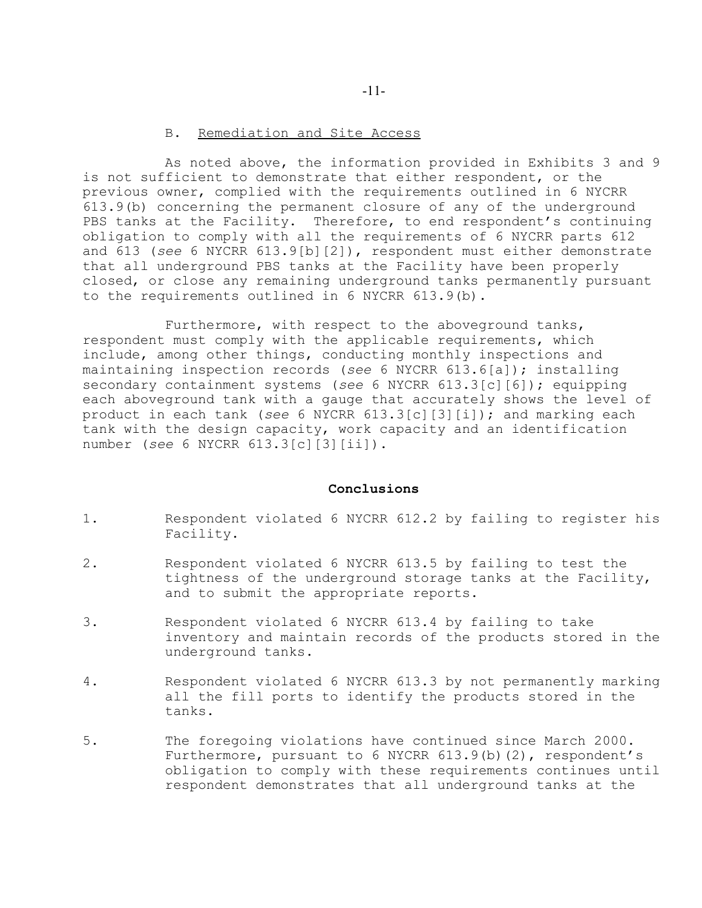### B. Remediation and Site Access

As noted above, the information provided in Exhibits 3 and 9 is not sufficient to demonstrate that either respondent, or the previous owner, complied with the requirements outlined in 6 NYCRR 613.9(b) concerning the permanent closure of any of the underground PBS tanks at the Facility. Therefore, to end respondent's continuing obligation to comply with all the requirements of 6 NYCRR parts 612 and 613 (*see* 6 NYCRR 613.9[b][2]), respondent must either demonstrate that all underground PBS tanks at the Facility have been properly closed, or close any remaining underground tanks permanently pursuant to the requirements outlined in 6 NYCRR 613.9(b).

Furthermore, with respect to the aboveground tanks, respondent must comply with the applicable requirements, which include, among other things, conducting monthly inspections and maintaining inspection records (*see* 6 NYCRR 613.6[a]); installing secondary containment systems (*see* 6 NYCRR 613.3[c][6]); equipping each aboveground tank with a gauge that accurately shows the level of product in each tank (*see* 6 NYCRR 613.3[c][3][i]); and marking each tank with the design capacity, work capacity and an identification number (*see* 6 NYCRR 613.3[c][3][ii]).

## Conclusions

1. Respondent violated 6 NYCRR 612.2 by failing to register his Facility.

2. Respondent violated 6 NYCRR 613.5 by failing to test the tightness of the underground storage tanks at the Facility, and to submit the appropriate reports.

3. Respondent violated 6 NYCRR 613.4 by failing to take inventory and maintain records of the products stored in the underground tanks.

4. Respondent violated 6 NYCRR 613.3 by not permanently marking all the fill ports to identify the products stored in the tanks.

5. The foregoing violations have continued since March 2000. Furthermore, pursuant to 6 NYCRR 613.9(b)(2), respondent's obligation to comply with these requirements continues until respondent demonstrates that all underground tanks at the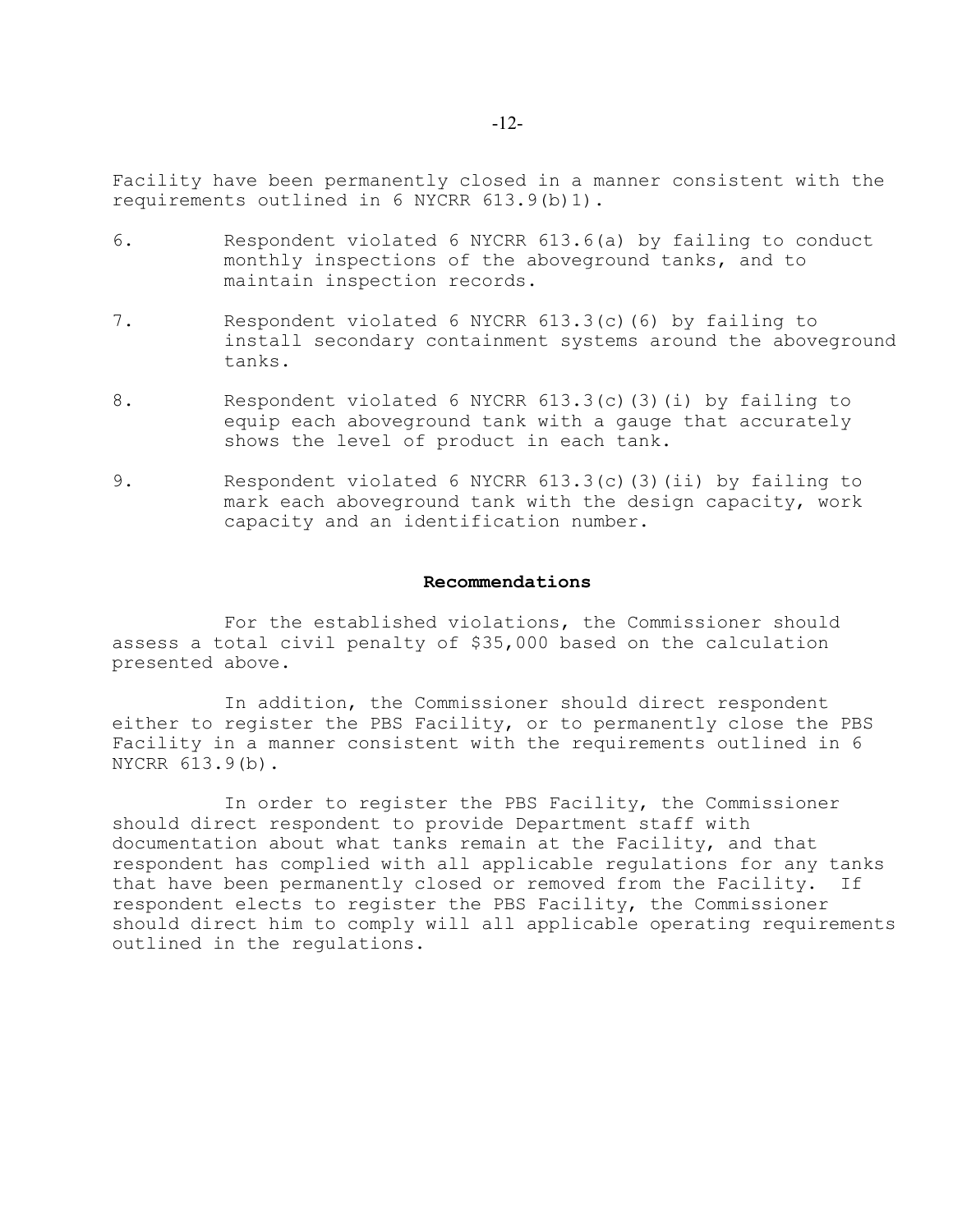Facility have been permanently closed in a manner consistent with the requirements outlined in 6 NYCRR 613.9(b)1).

6. Respondent violated 6 NYCRR 613.6(a) by failing to conduct monthly inspections of the aboveground tanks, and to maintain inspection records.

7. Respondent violated 6 NYCRR 613.3(c)(6) by failing to install secondary containment systems around the aboveground tanks.

8. Respondent violated 6 NYCRR 613.3(c)(3)(i) by failing to equip each aboveground tank with a gauge that accurately shows the level of product in each tank.

9. Respondent violated 6 NYCRR 613.3(c)(3)(ii) by failing to mark each aboveground tank with the design capacity, work capacity and an identification number.

**Recommendations**

For the established violations, the Commissioner should assess a total civil penalty of $35,000 based on the calculation presented above.

In addition, the Commissioner should direct respondent either to register the PBS Facility, or to permanently close the PBS Facility in a manner consistent with the requirements outlined in 6 NYCRR 613.9(b).

In order to register the PBS Facility, the Commissioner should direct respondent to provide Department staff with documentation about what tanks remain at the Facility, and that respondent has complied with all applicable regulations for any tanks that have been permanently closed or removed from the Facility. If respondent elects to register the PBS Facility, the Commissioner should direct him to comply will all applicable operating requirements outlined in the regulations.